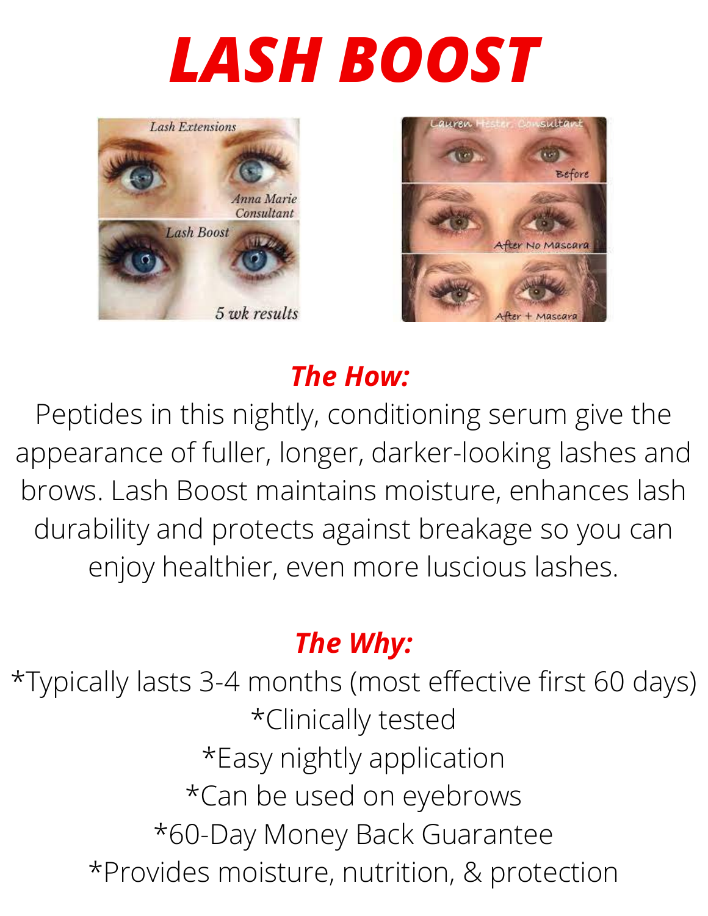# LASH BOOST

***The How:***

Peptides in this nightly, conditioning serum give the appearance of fuller, longer, darker-looking lashes and brows. Lash Boost maintains moisture, enhances lash durability and protects against breakage so you can enjoy healthier, even more luscious lashes.

***The Why:***

*Typically lasts 3-4 months (most effective first 60 days)
*Clinically tested
*Easy nightly application
*Can be used on eyebrows
*60-Day Money Back Guarantee
*Provides moisture, nutrition, & protection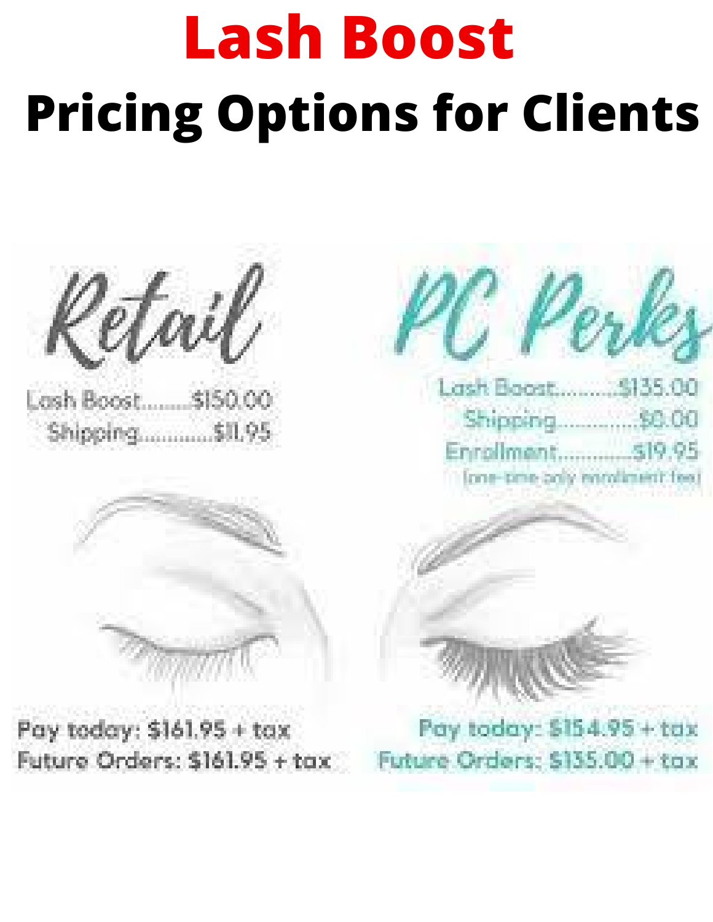# Lash Boost

# Pricing Options for Clients

## Retail

Lash Boost........$150.00
Shipping............$11.95

Pay today: $161.95 + tax
Future Orders: $161.95 + tax

## PC Perks

Lash Boost..........$135.00
Shipping.............$0.00
Enrollment............$19.95
(one-time only enrollment fee)

Pay today: $154.95 + tax
Future Orders: $135.00 + tax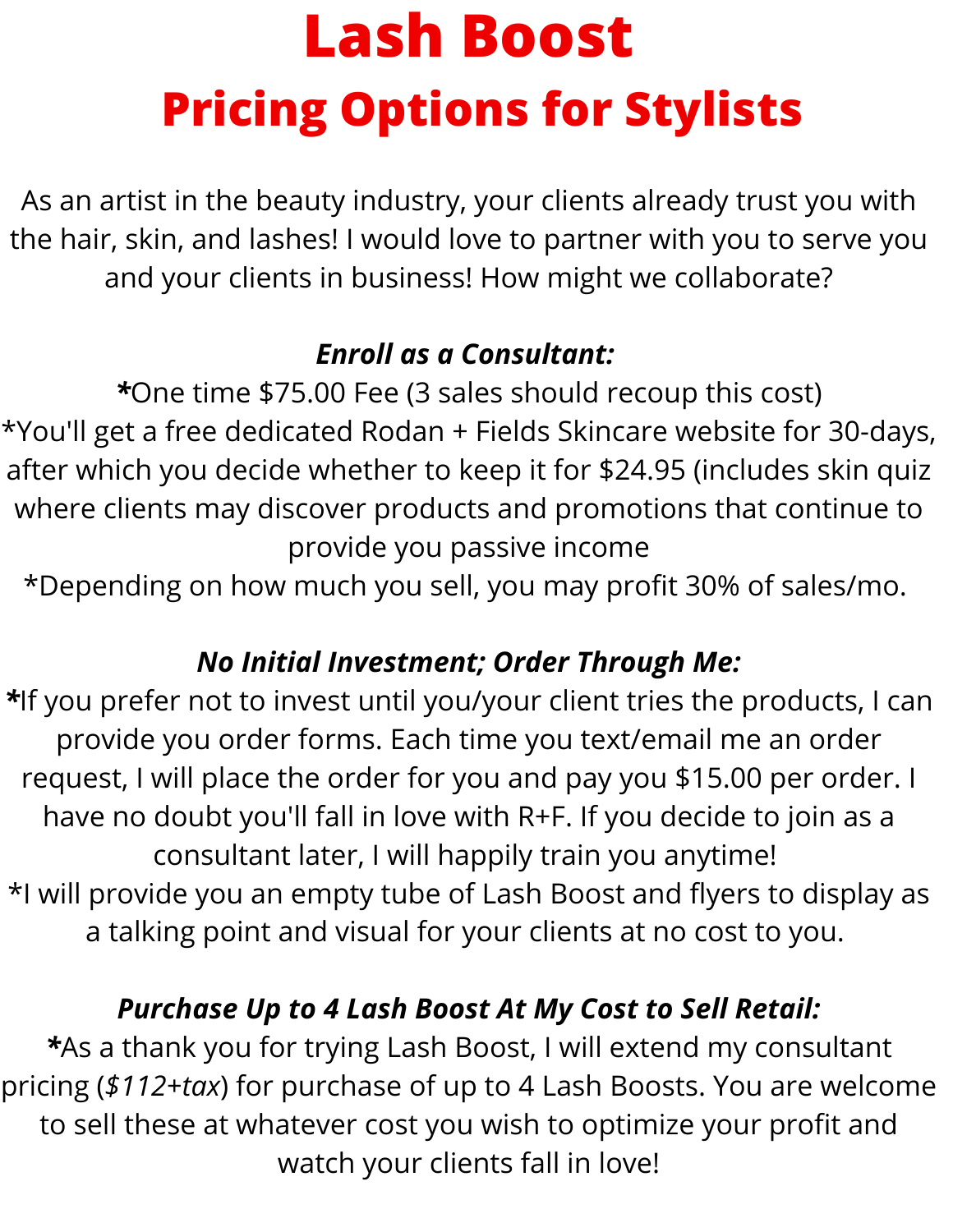# Lash Boost

## Pricing Options for Stylists

As an artist in the beauty industry, your clients already trust you with the hair, skin, and lashes! I would love to partner with you to serve you and your clients in business! How might we collaborate?

***Enroll as a Consultant:***

**\***One time $75.00 Fee (3 sales should recoup this cost)

*You'll get a free dedicated Rodan + Fields Skincare website for 30-days, after which you decide whether to keep it for $24.95 (includes skin quiz where clients may discover products and promotions that continue to provide you passive income

*Depending on how much you sell, you may profit 30% of sales/mo.

***No Initial Investment; Order Through Me:***

**\***If you prefer not to invest until you/your client tries the products, I can provide you order forms. Each time you text/email me an order request, I will place the order for you and pay you $15.00 per order. I have no doubt you'll fall in love with R+F. If you decide to join as a consultant later, I will happily train you anytime!

*I will provide you an empty tube of Lash Boost and flyers to display as a talking point and visual for your clients at no cost to you.

***Purchase Up to 4 Lash Boost At My Cost to Sell Retail:***

**\***As a thank you for trying Lash Boost, I will extend my consultant pricing (*$112+tax*) for purchase of up to 4 Lash Boosts. You are welcome to sell these at whatever cost you wish to optimize your profit and watch your clients fall in love!